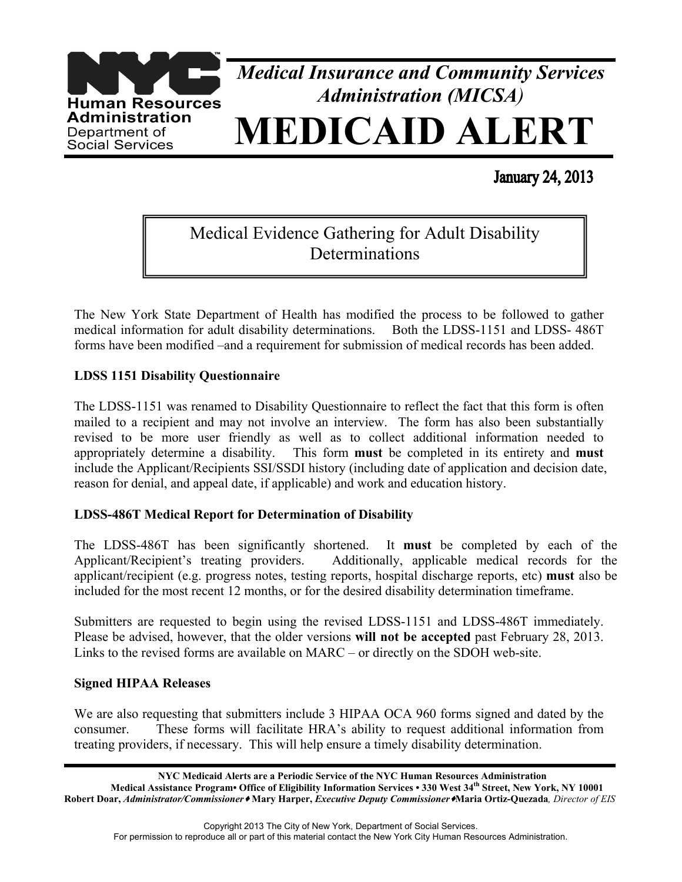**NYC Human Resources Administration**
**Department of Social Services**

# *Medical Insurance and Community Services Administration (MICSA)*

# MEDICAID ALERT

**January 24, 2013**

## Medical Evidence Gathering for Adult Disability Determinations

The New York State Department of Health has modified the process to be followed to gather medical information for adult disability determinations. Both the LDSS-1151 and LDSS- 486T forms have been modified –and a requirement for submission of medical records has been added.

### LDSS 1151 Disability Questionnaire

The LDSS-1151 was renamed to Disability Questionnaire to reflect the fact that this form is often mailed to a recipient and may not involve an interview. The form has also been substantially revised to be more user friendly as well as to collect additional information needed to appropriately determine a disability. This form **must** be completed in its entirety and **must** include the Applicant/Recipients SSI/SSDI history (including date of application and decision date, reason for denial, and appeal date, if applicable) and work and education history.

### LDSS-486T Medical Report for Determination of Disability

The LDSS-486T has been significantly shortened. It **must** be completed by each of the Applicant/Recipient's treating providers. Additionally, applicable medical records for the applicant/recipient (e.g. progress notes, testing reports, hospital discharge reports, etc) **must** also be included for the most recent 12 months, or for the desired disability determination timeframe.

Submitters are requested to begin using the revised LDSS-1151 and LDSS-486T immediately. Please be advised, however, that the older versions **will not be accepted** past February 28, 2013. Links to the revised forms are available on MARC – or directly on the SDOH web-site.

### Signed HIPAA Releases

We are also requesting that submitters include 3 HIPAA OCA 960 forms signed and dated by the consumer. These forms will facilitate HRA's ability to request additional information from treating providers, if necessary. This will help ensure a timely disability determination.

---

**NYC Medicaid Alerts are a Periodic Service of the NYC Human Resources Administration**
**Medical Assistance Program• Office of Eligibility Information Services • 330 West 34th Street, New York, NY 10001**
**Robert Doar,** ***Administrator/Commissioner*** ♦ **Mary Harper,** ***Executive Deputy Commissioner*** ♦**Maria Ortiz-Quezada***, Director of EIS*

Copyright 2013 The City of New York, Department of Social Services.
For permission to reproduce all or part of this material contact the New York City Human Resources Administration.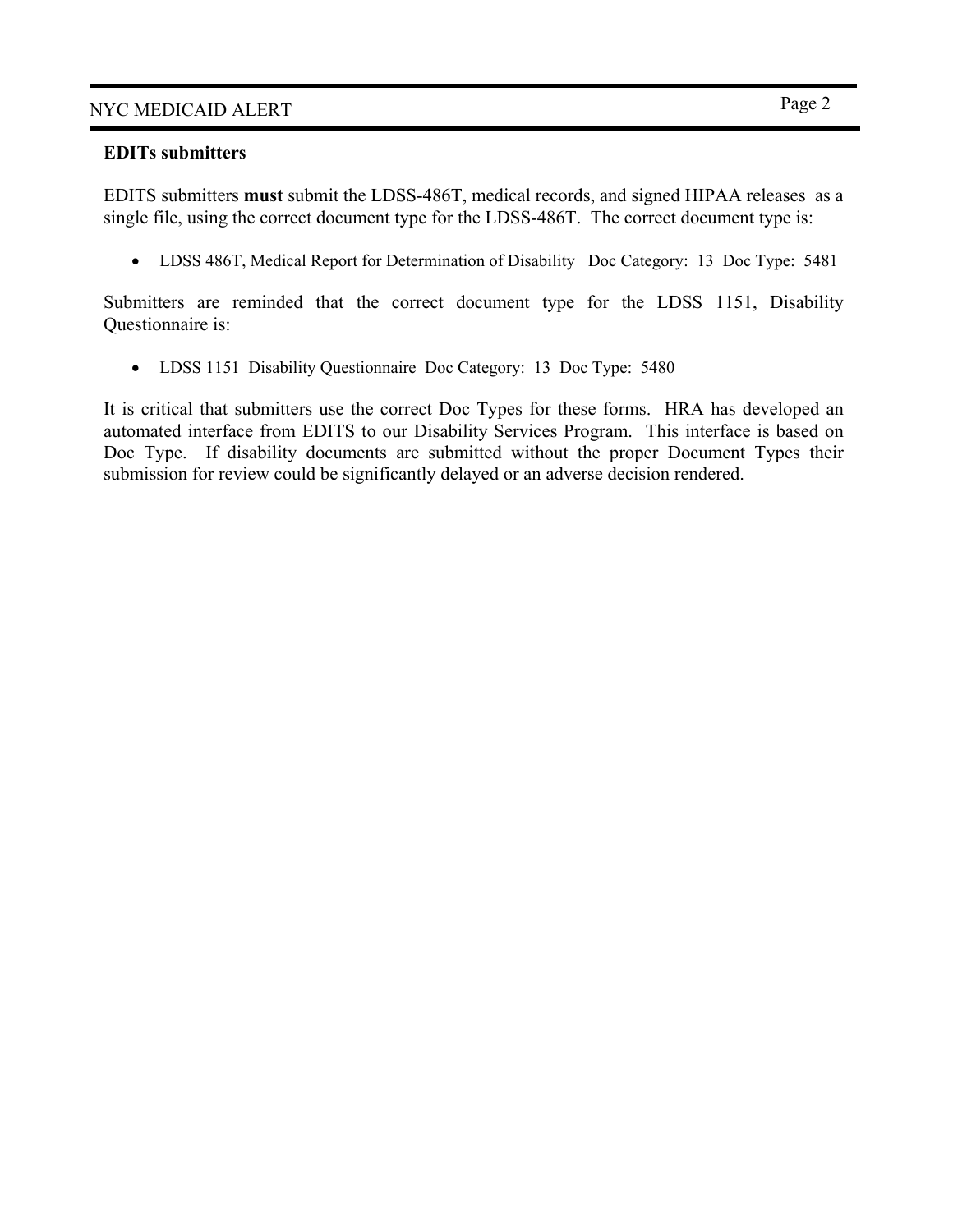**EDITs submitters**

EDITS submitters **must** submit the LDSS-486T, medical records, and signed HIPAA releases as a single file, using the correct document type for the LDSS-486T. The correct document type is:

- LDSS 486T, Medical Report for Determination of Disability Doc Category: 13 Doc Type: 5481

Submitters are reminded that the correct document type for the LDSS 1151, Disability Questionnaire is:

- LDSS 1151 Disability Questionnaire Doc Category: 13 Doc Type: 5480

It is critical that submitters use the correct Doc Types for these forms. HRA has developed an automated interface from EDITS to our Disability Services Program. This interface is based on Doc Type. If disability documents are submitted without the proper Document Types their submission for review could be significantly delayed or an adverse decision rendered.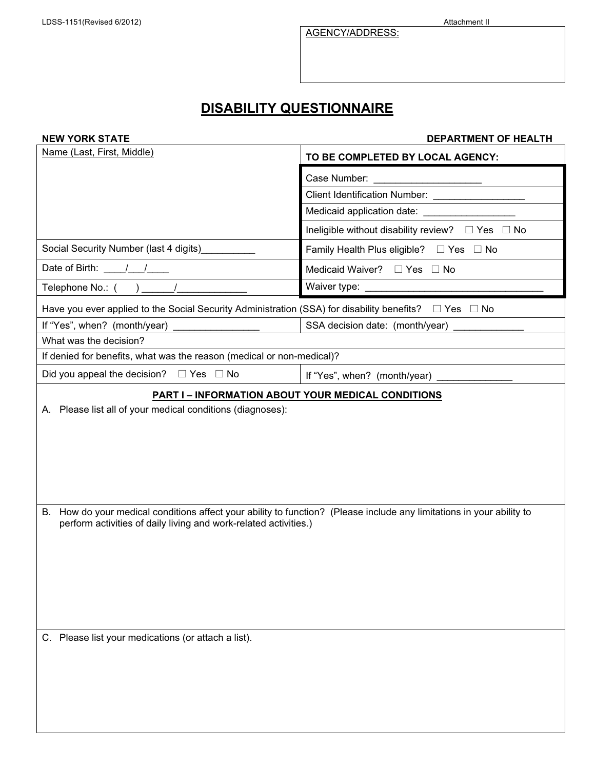LDSS-1151(Revised 6/2012) Attachment II

AGENCY/ADDRESS:

# DISABILITY QUESTIONNAIRE

**NEW YORK STATE** **DEPARTMENT OF HEALTH**

| Name (Last, First, Middle) | **TO BE COMPLETED BY LOCAL AGENCY:** |
|---|---|
| | Case Number: ___________________ |
| | Client Identification Number: ________________ |
| | Medicaid application date: _________________ |
| | Ineligible without disability review? ☐ Yes ☐ No |
| Social Security Number (last 4 digits)__________ | Family Health Plus eligible? ☐ Yes ☐ No |
| Date of Birth: ____/___/____ | Medicaid Waiver? ☐ Yes ☐ No |
| Telephone No.: ( ) ______/_____________ | Waiver type: _________________________________ |

Have you ever applied to the Social Security Administration (SSA) for disability benefits? ☐ Yes ☐ No

| If "Yes", when? (month/year) ________________ | SSA decision date: (month/year) _____________ |
|---|---|

What was the decision?

If denied for benefits, what was the reason (medical or non-medical)?

| Did you appeal the decision? ☐ Yes ☐ No | If "Yes", when? (month/year) ______________ |
|---|---|

## PART I – INFORMATION ABOUT YOUR MEDICAL CONDITIONS

A. Please list all of your medical conditions (diagnoses):

B. How do your medical conditions affect your ability to function? (Please include any limitations in your ability to perform activities of daily living and work-related activities.)

C. Please list your medications (or attach a list).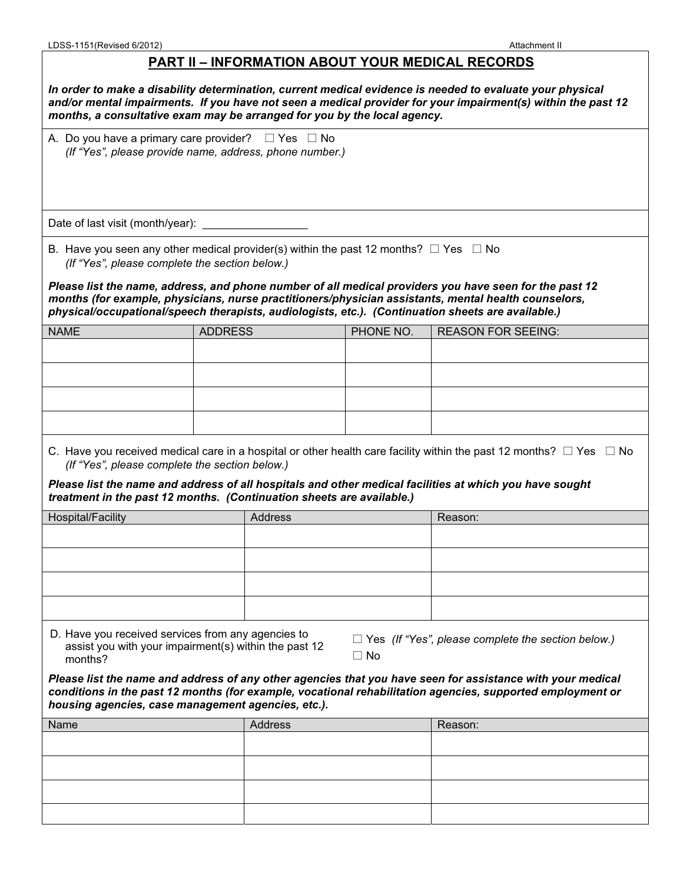## PART II – INFORMATION ABOUT YOUR MEDICAL RECORDS

***In order to make a disability determination, current medical evidence is needed to evaluate your physical and/or mental impairments. If you have not seen a medical provider for your impairment(s) within the past 12 months, a consultative exam may be arranged for you by the local agency.***

A. Do you have a primary care provider? ☐ Yes ☐ No
*(If "Yes", please provide name, address, phone number.)*

Date of last visit (month/year): _________________

B. Have you seen any other medical provider(s) within the past 12 months? ☐ Yes ☐ No
*(If "Yes", please complete the section below.)*

***Please list the name, address, and phone number of all medical providers you have seen for the past 12 months (for example, physicians, nurse practitioners/physician assistants, mental health counselors, physical/occupational/speech therapists, audiologists, etc.). (Continuation sheets are available.)***

| NAME | ADDRESS | PHONE NO. | REASON FOR SEEING: |
|---|---|---|---|
| | | | |
| | | | |
| | | | |
| | | | |

C. Have you received medical care in a hospital or other health care facility within the past 12 months? ☐ Yes ☐ No
*(If "Yes", please complete the section below.)*

***Please list the name and address of all hospitals and other medical facilities at which you have sought treatment in the past 12 months. (Continuation sheets are available.)***

| Hospital/Facility | Address | Reason: |
|---|---|---|
| | | |
| | | |
| | | |
| | | |

D. Have you received services from any agencies to assist you with your impairment(s) within the past 12 months? ☐ Yes *(If "Yes", please complete the section below.)* ☐ No

***Please list the name and address of any other agencies that you have seen for assistance with your medical conditions in the past 12 months (for example, vocational rehabilitation agencies, supported employment or housing agencies, case management agencies, etc.).***

| Name | Address | Reason: |
|---|---|---|
| | | |
| | | |
| | | |
| | | |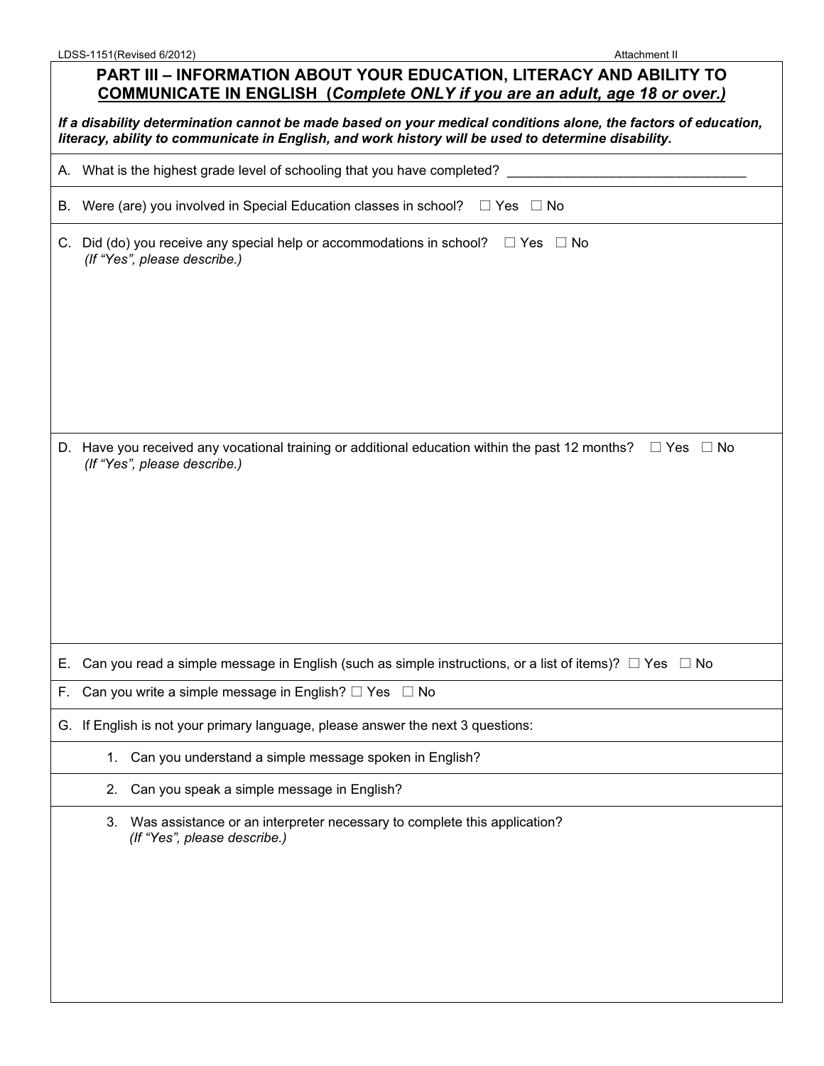## PART III – INFORMATION ABOUT YOUR EDUCATION, LITERACY AND ABILITY TO COMMUNICATE IN ENGLISH (*Complete ONLY if you are an adult, age 18 or over.)*

***If a disability determination cannot be made based on your medical conditions alone, the factors of education, literacy, ability to communicate in English, and work history will be used to determine disability.***

A. What is the highest grade level of schooling that you have completed? ______________________________

B. Were (are) you involved in Special Education classes in school? ☐ Yes ☐ No

C. Did (do) you receive any special help or accommodations in school? ☐ Yes ☐ No
*(If "Yes", please describe.)*

D. Have you received any vocational training or additional education within the past 12 months? ☐ Yes ☐ No
*(If "Yes", please describe.)*

E. Can you read a simple message in English (such as simple instructions, or a list of items)? ☐ Yes ☐ No

F. Can you write a simple message in English? ☐ Yes ☐ No

G. If English is not your primary language, please answer the next 3 questions:

1. Can you understand a simple message spoken in English?

2. Can you speak a simple message in English?

3. Was assistance or an interpreter necessary to complete this application?
*(If "Yes", please describe.)*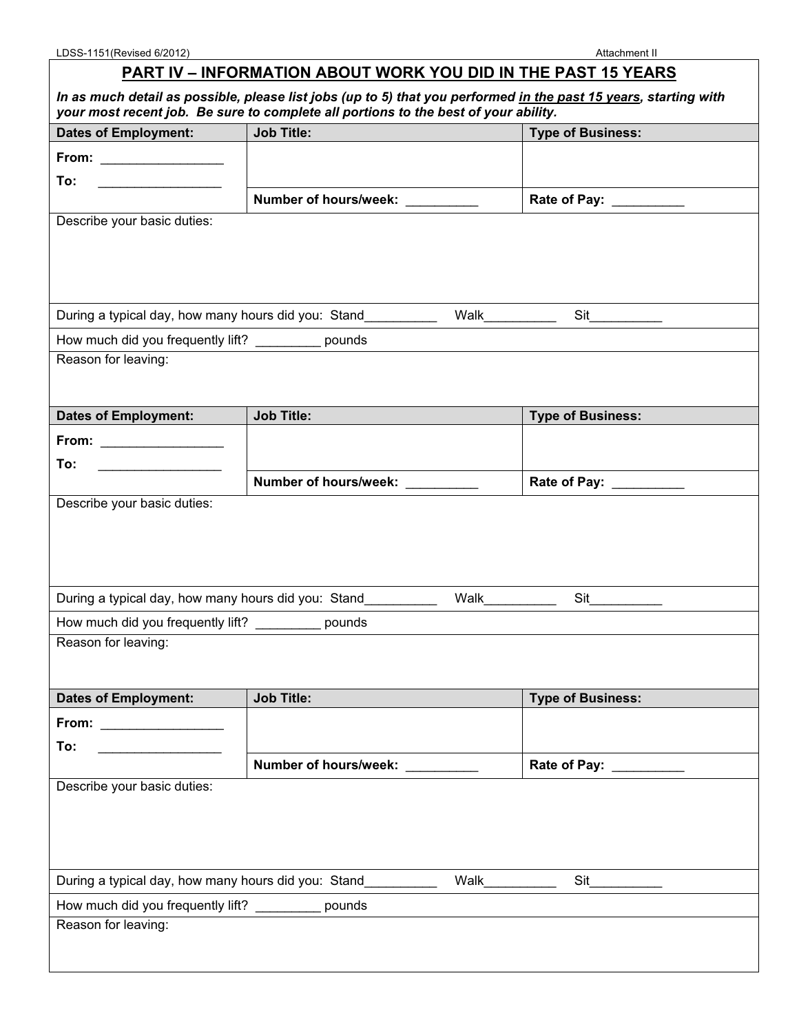LDSS-1151(Revised 6/2012) Attachment II

## PART IV – INFORMATION ABOUT WORK YOU DID IN THE PAST 15 YEARS

***In as much detail as possible, please list jobs (up to 5) that you performed in the past 15 years, starting with your most recent job. Be sure to complete all portions to the best of your ability.***

| **Dates of Employment:** | **Job Title:** | **Type of Business:** |
|---|---|---|
| **From:** ________________ **To:** ________________ | | |
| | **Number of hours/week:** __________ | **Rate of Pay:** __________ |

Describe your basic duties:

During a typical day, how many hours did you: Stand__________ Walk__________ Sit__________

How much did you frequently lift? _________ pounds

Reason for leaving:

| **Dates of Employment:** | **Job Title:** | **Type of Business:** |
|---|---|---|
| **From:** ________________ **To:** ________________ | | |
| | **Number of hours/week:** __________ | **Rate of Pay:** __________ |

Describe your basic duties:

During a typical day, how many hours did you: Stand__________ Walk__________ Sit__________

How much did you frequently lift? _________ pounds

Reason for leaving:

| **Dates of Employment:** | **Job Title:** | **Type of Business:** |
|---|---|---|
| **From:** ________________ **To:** ________________ | | |
| | **Number of hours/week:** __________ | **Rate of Pay:** __________ |

Describe your basic duties:

During a typical day, how many hours did you: Stand__________ Walk__________ Sit__________

How much did you frequently lift? _________ pounds

Reason for leaving: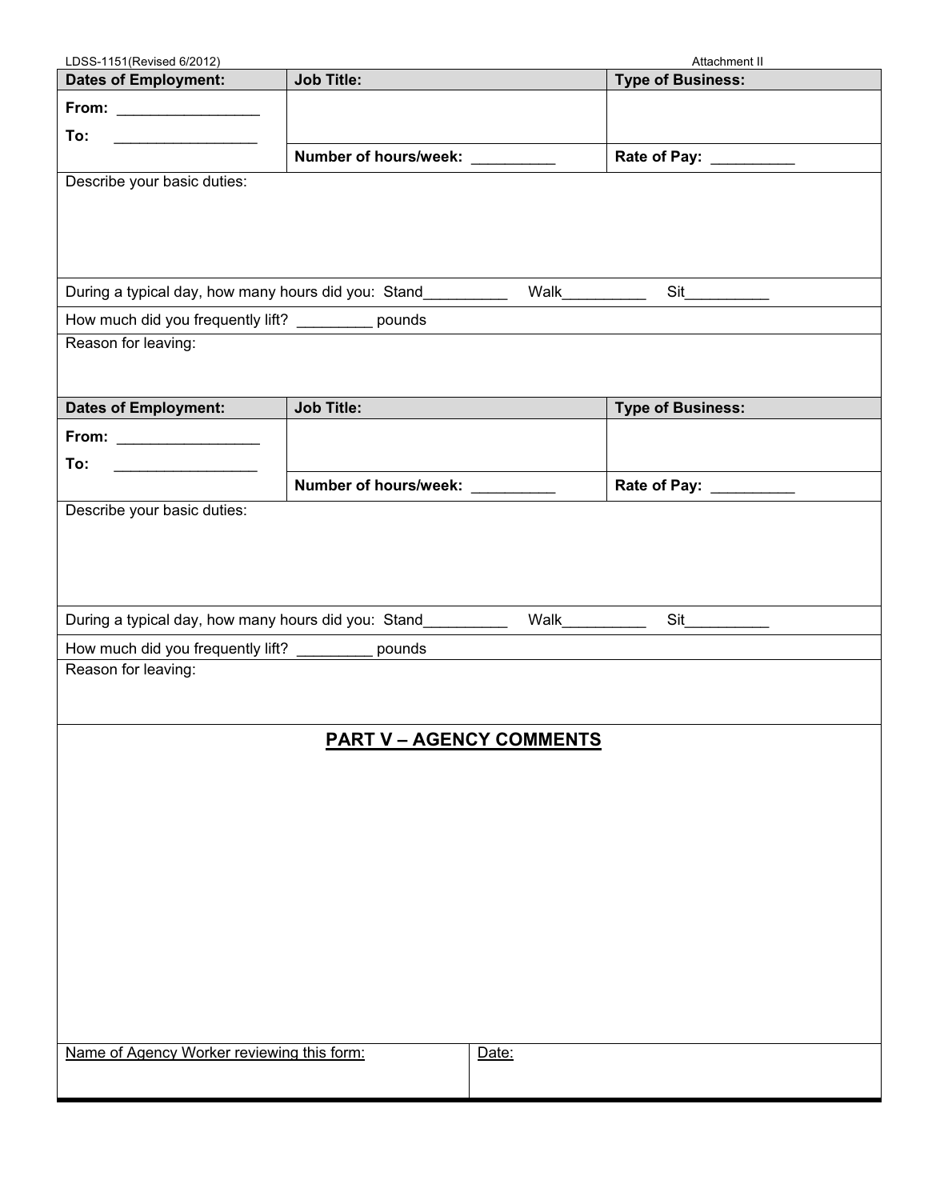LDSS-1151(Revised 6/2012) Attachment II

| Dates of Employment: | Job Title: | Type of Business: |
|---|---|---|
| From: ________________ To: ________________ | | |
| | Number of hours/week: __________ | Rate of Pay: __________ |

Describe your basic duties:

During a typical day, how many hours did you: Stand__________ Walk__________ Sit__________

How much did you frequently lift? _________ pounds

Reason for leaving:

| Dates of Employment: | Job Title: | Type of Business: |
|---|---|---|
| From: ________________ To: ________________ | | |
| | Number of hours/week: __________ | Rate of Pay: __________ |

Describe your basic duties:

During a typical day, how many hours did you: Stand__________ Walk__________ Sit__________

How much did you frequently lift? _________ pounds

Reason for leaving:

## PART V – AGENCY COMMENTS

| Name of Agency Worker reviewing this form: | Date: |
|---|---|
| | |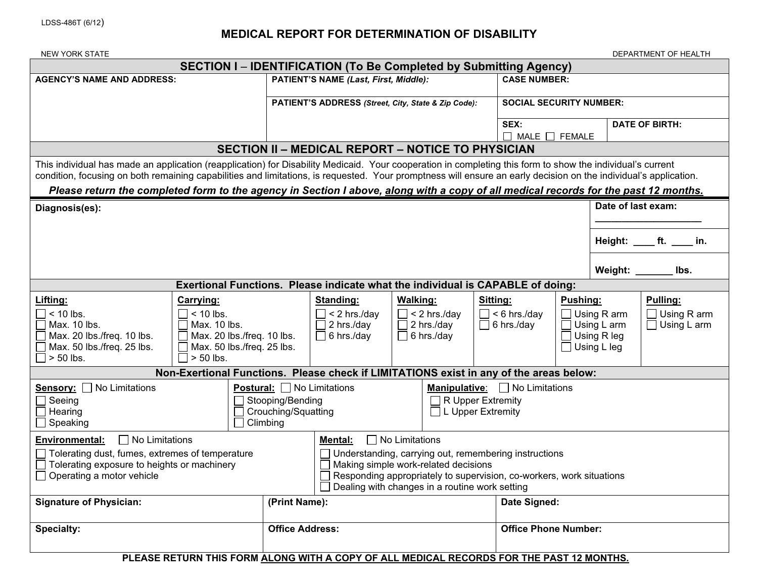LDSS-486T (6/12)

# MEDICAL REPORT FOR DETERMINATION OF DISABILITY

NEW YORK STATE DEPARTMENT OF HEALTH

## SECTION I – IDENTIFICATION (To Be Completed by Submitting Agency)

| AGENCY'S NAME AND ADDRESS: | PATIENT'S NAME *(Last, First, Middle)*: | CASE NUMBER: | |
|---|---|---|---|
| | PATIENT'S ADDRESS *(Street, City, State & Zip Code)*: | SOCIAL SECURITY NUMBER: | |
| | | SEX: ☐ MALE ☐ FEMALE | DATE OF BIRTH: |

## SECTION II – MEDICAL REPORT – NOTICE TO PHYSICIAN

This individual has made an application (reapplication) for Disability Medicaid. Your cooperation in completing this form to show the individual's current condition, focusing on both remaining capabilities and limitations, is requested. Your promptness will ensure an early decision on the individual's application.

***Please return the completed form to the agency in Section I above, along with a copy of all medical records for the past 12 months.***

| Diagnosis(es): | Date of last exam: ____________________ |
|---|---|
| | Height: ____ ft. ____ in. |
| | Weight: _______ lbs. |

### Exertional Functions. Please indicate what the individual is CAPABLE of doing:

| Lifting: | Carrying: | Standing: | Walking: | Sitting: | Pushing: | Pulling: |
|---|---|---|---|---|---|---|
| ☐ < 10 lbs. | ☐ < 10 lbs. | ☐ < 2 hrs./day | ☐ < 2 hrs./day | ☐ < 6 hrs./day | ☐ Using R arm | ☐ Using R arm |
| ☐ Max. 10 lbs. | ☐ Max. 10 lbs. | ☐ 2 hrs./day | ☐ 2 hrs./day | ☐ 6 hrs./day | ☐ Using L arm | ☐ Using L arm |
| ☐ Max. 20 lbs./freq. 10 lbs. | ☐ Max. 20 lbs./freq. 10 lbs. | ☐ 6 hrs./day | ☐ 6 hrs./day | | ☐ Using R leg | |
| ☐ Max. 50 lbs./freq. 25 lbs. | ☐ Max. 50 lbs./freq. 25 lbs. | | | | ☐ Using L leg | |
| ☐ > 50 lbs. | ☐ > 50 lbs. | | | | | |

### Non-Exertional Functions. Please check if LIMITATIONS exist in any of the areas below:

| Sensory: ☐ No Limitations | Postural: ☐ No Limitations | Manipulative: ☐ No Limitations |
|---|---|---|
| ☐ Seeing | ☐ Stooping/Bending | ☐ R Upper Extremity |
| ☐ Hearing | ☐ Crouching/Squatting | ☐ L Upper Extremity |
| ☐ Speaking | ☐ Climbing | |

| Environmental: ☐ No Limitations | Mental: ☐ No Limitations |
|---|---|
| ☐ Tolerating dust, fumes, extremes of temperature | ☐ Understanding, carrying out, remembering instructions |
| ☐ Tolerating exposure to heights or machinery | ☐ Making simple work-related decisions |
| ☐ Operating a motor vehicle | ☐ Responding appropriately to supervision, co-workers, work situations |
| | ☐ Dealing with changes in a routine work setting |

| Signature of Physician: | (Print Name): | Date Signed: |
|---|---|---|
| Specialty: | Office Address: | Office Phone Number: |

**PLEASE RETURN THIS FORM ALONG WITH A COPY OF ALL MEDICAL RECORDS FOR THE PAST 12 MONTHS.**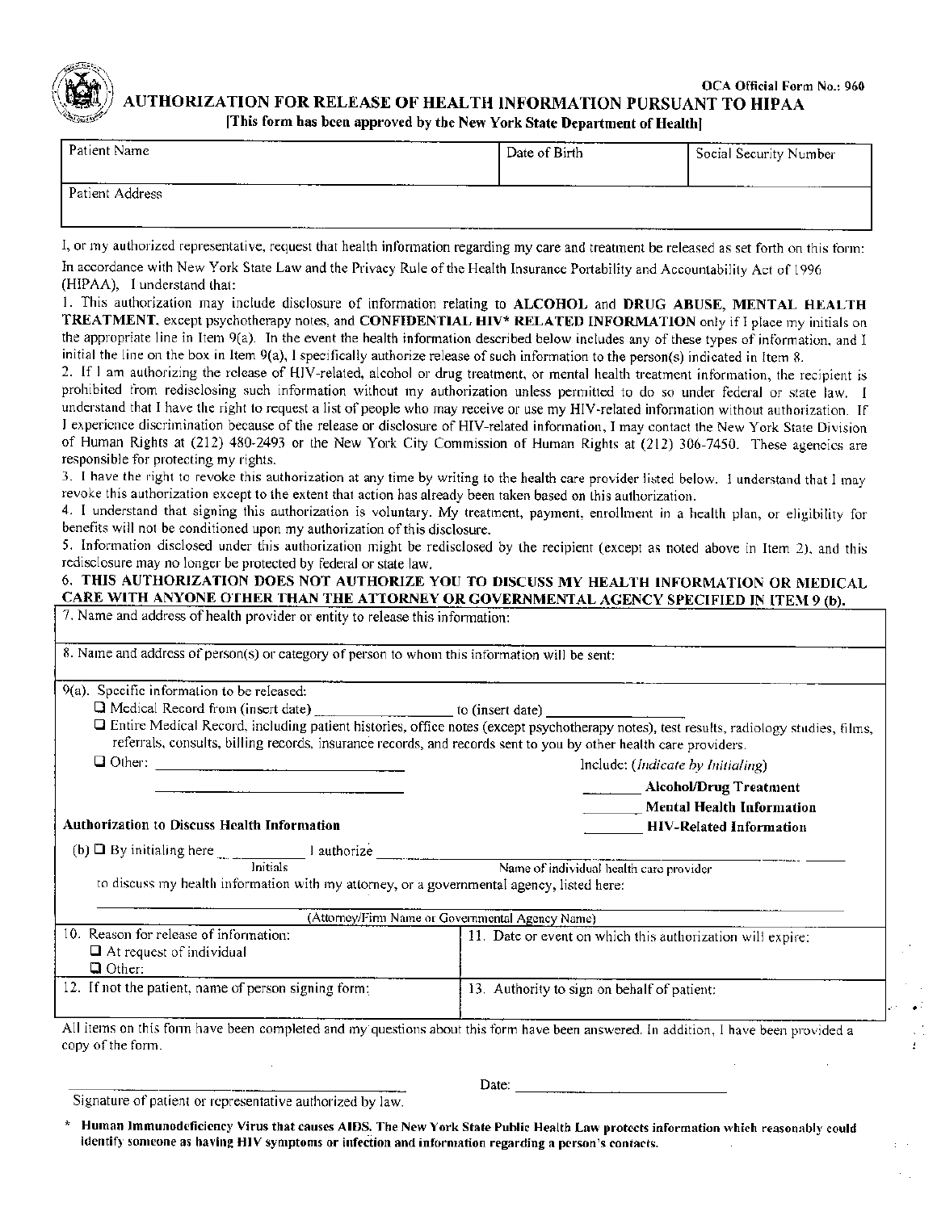OCA Official Form No.: 960

# AUTHORIZATION FOR RELEASE OF HEALTH INFORMATION PURSUANT TO HIPAA

**[This form has been approved by the New York State Department of Health]**

| Patient Name | Date of Birth | Social Security Number |
|---|---|---|
| Patient Address | | |

I, or my authorized representative, request that health information regarding my care and treatment be released as set forth on this form:

In accordance with New York State Law and the Privacy Rule of the Health Insurance Portability and Accountability Act of 1996 (HIPAA), I understand that:

1. This authorization may include disclosure of information relating to **ALCOHOL** and **DRUG ABUSE, MENTAL HEALTH TREATMENT**, except psychotherapy notes, and **CONFIDENTIAL HIV* RELATED INFORMATION** only if I place my initials on the appropriate line in Item 9(a). In the event the health information described below includes any of these types of information, and I initial the line on the box in Item 9(a), I specifically authorize release of such information to the person(s) indicated in Item 8.
2. If I am authorizing the release of HIV-related, alcohol or drug treatment, or mental health treatment information, the recipient is prohibited from redisclosing such information without my authorization unless permitted to do so under federal or state law. I understand that I have the right to request a list of people who may receive or use my HIV-related information without authorization. If I experience discrimination because of the release or disclosure of HIV-related information, I may contact the New York State Division of Human Rights at (212) 480-2493 or the New York City Commission of Human Rights at (212) 306-7450. These agencies are responsible for protecting my rights.
3. I have the right to revoke this authorization at any time by writing to the health care provider listed below. I understand that I may revoke this authorization except to the extent that action has already been taken based on this authorization.
4. I understand that signing this authorization is voluntary. My treatment, payment, enrollment in a health plan, or eligibility for benefits will not be conditioned upon my authorization of this disclosure.
5. Information disclosed under this authorization might be redisclosed by the recipient (except as noted above in Item 2), and this redisclosure may no longer be protected by federal or state law.
6. **THIS AUTHORIZATION DOES NOT AUTHORIZE YOU TO DISCUSS MY HEALTH INFORMATION OR MEDICAL CARE WITH ANYONE OTHER THAN THE ATTORNEY OR GOVERNMENTAL AGENCY SPECIFIED IN ITEM 9 (b).**

7. Name and address of health provider or entity to release this information:

8. Name and address of person(s) or category of person to whom this information will be sent:

9(a). Specific information to be released:

- ☐ Medical Record from (insert date) ________________ to (insert date) ________________
- ☐ Entire Medical Record, including patient histories, office notes (except psychotherapy notes), test results, radiology studies, films, referrals, consults, billing records, insurance records, and records sent to you by other health care providers.
- ☐ Other: ______________________________

  ______________________________

Include: (*Indicate by Initialing*)

________ **Alcohol/Drug Treatment**

________ **Mental Health Information**

________ **HIV-Related Information**

**Authorization to Discuss Health Information**

(b) ☐ By initialing here __________ I authorize ______________________________
Initials — Name of individual health care provider

to discuss my health information with my attorney, or a governmental agency, listed here:

______________________________
(Attorney/Firm Name or Governmental Agency Name)

| 10. Reason for release of information: ☐ At request of individual ☐ Other: | 11. Date or event on which this authorization will expire: |
|---|---|
| 12. If not the patient, name of person signing form: | 13. Authority to sign on behalf of patient: |

All items on this form have been completed and my questions about this form have been answered. In addition, I have been provided a copy of the form.

______________________________ Date: ______________________

Signature of patient or representative authorized by law.

\* **Human Immunodeficiency Virus that causes AIDS. The New York State Public Health Law protects information which reasonably could identify someone as having HIV symptoms or infection and information regarding a person's contacts.**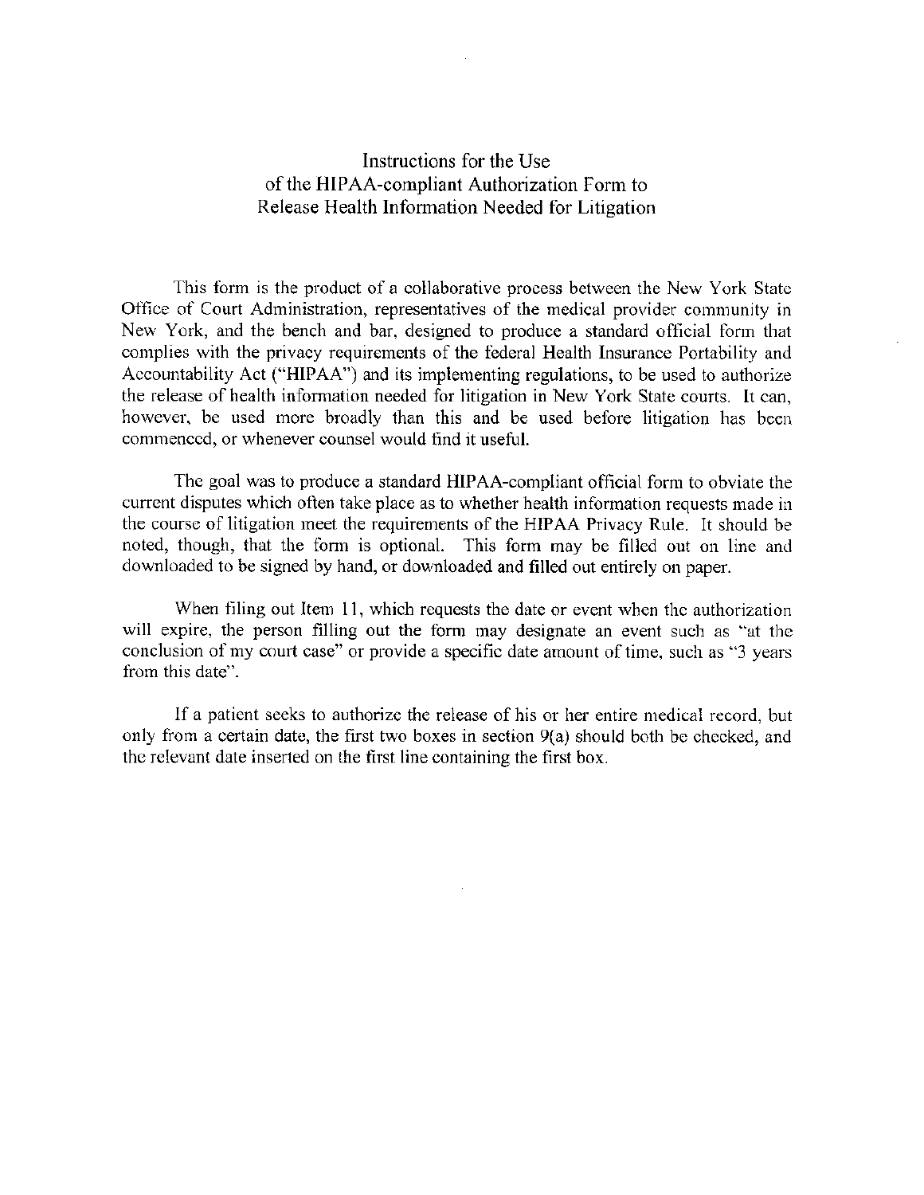# Instructions for the Use of the HIPAA-compliant Authorization Form to Release Health Information Needed for Litigation

This form is the product of a collaborative process between the New York State Office of Court Administration, representatives of the medical provider community in New York, and the bench and bar, designed to produce a standard official form that complies with the privacy requirements of the federal Health Insurance Portability and Accountability Act ("HIPAA") and its implementing regulations, to be used to authorize the release of health information needed for litigation in New York State courts. It can, however, be used more broadly than this and be used before litigation has been commenced, or whenever counsel would find it useful.

The goal was to produce a standard HIPAA-compliant official form to obviate the current disputes which often take place as to whether health information requests made in the course of litigation meet the requirements of the HIPAA Privacy Rule. It should be noted, though, that the form is optional. This form may be filled out on line and downloaded to be signed by hand, or downloaded and filled out entirely on paper.

When filing out Item 11, which requests the date or event when the authorization will expire, the person filling out the form may designate an event such as "at the conclusion of my court case" or provide a specific date amount of time, such as "3 years from this date".

If a patient seeks to authorize the release of his or her entire medical record, but only from a certain date, the first two boxes in section 9(a) should both be checked, and the relevant date inserted on the first line containing the first box.